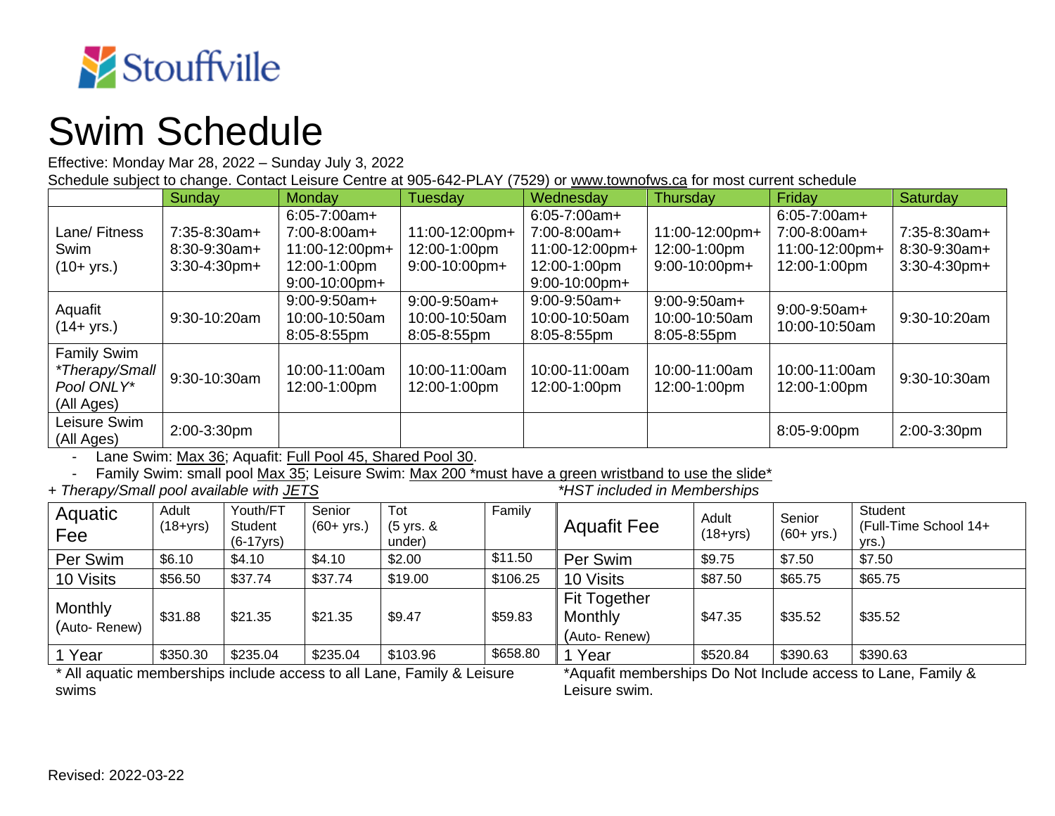Stouffville

# Swim Schedule

Effective: Monday Mar 28, 2022 – Sunday July 3, 2022

Schedule subject to change. Contact Leisure Centre at 905-642-PLAY (7529) or www.townofws.ca for most current schedule

| | Sunday | Monday | Tuesday | Wednesday | Thursday | Friday | Saturday |
|---|---|---|---|---|---|---|---|
| Lane/ Fitness Swim (10+ yrs.) | 7:35-8:30am+ 8:30-9:30am+ 3:30-4:30pm+ | 6:05-7:00am+ 7:00-8:00am+ 11:00-12:00pm+ 12:00-1:00pm 9:00-10:00pm+ | 11:00-12:00pm+ 12:00-1:00pm 9:00-10:00pm+ | 6:05-7:00am+ 7:00-8:00am+ 11:00-12:00pm+ 12:00-1:00pm 9:00-10:00pm+ | 11:00-12:00pm+ 12:00-1:00pm 9:00-10:00pm+ | 6:05-7:00am+ 7:00-8:00am+ 11:00-12:00pm+ 12:00-1:00pm | 7:35-8:30am+ 8:30-9:30am+ 3:30-4:30pm+ |
| Aquafit (14+ yrs.) | 9:30-10:20am | 9:00-9:50am+ 10:00-10:50am 8:05-8:55pm | 9:00-9:50am+ 10:00-10:50am 8:05-8:55pm | 9:00-9:50am+ 10:00-10:50am 8:05-8:55pm | 9:00-9:50am+ 10:00-10:50am 8:05-8:55pm | 9:00-9:50am+ 10:00-10:50am | 9:30-10:20am |
| Family Swim *Therapy/Small Pool ONLY* (All Ages) | 9:30-10:30am | 10:00-11:00am 12:00-1:00pm | 10:00-11:00am 12:00-1:00pm | 10:00-11:00am 12:00-1:00pm | 10:00-11:00am 12:00-1:00pm | 10:00-11:00am 12:00-1:00pm | 9:30-10:30am |
| Leisure Swim (All Ages) | 2:00-3:30pm | | | | | 8:05-9:00pm | 2:00-3:30pm |

- Lane Swim: Max 36; Aquafit: Full Pool 45, Shared Pool 30.
- Family Swim: small pool Max 35; Leisure Swim: Max 200 *must have a green wristband to use the slide*

*+ Therapy/Small pool available with JETS*

*\*HST included in Memberships*

| Aquatic Fee | Adult (18+yrs) | Youth/FT Student (6-17yrs) | Senior (60+ yrs.) | Tot (5 yrs. & under) | Family |
|---|---|---|---|---|---|
| Per Swim | $6.10 | $4.10 | $4.10 | $2.00 | $11.50 |
| 10 Visits | $56.50 | $37.74 | $37.74 | $19.00 | $106.25 |
| Monthly (Auto- Renew) | $31.88 | $21.35 | $21.35 | $9.47 | $59.83 |
| 1 Year | $350.30 | $235.04 | $235.04 | $103.96 | $658.80 |

\* All aquatic memberships include access to all Lane, Family & Leisure swims

| Aquafit Fee | Adult (18+yrs) | Senior (60+ yrs.) | Student (Full-Time School 14+ yrs.) |
|---|---|---|---|
| Per Swim | $9.75 | $7.50 | $7.50 |
| 10 Visits | $87.50 | $65.75 | $65.75 |
| Fit Together Monthly (Auto- Renew) | $47.35 | $35.52 | $35.52 |
| 1 Year | $520.84 | $390.63 | $390.63 |

\*Aquafit memberships Do Not Include access to Lane, Family & Leisure swim.

Revised: 2022-03-22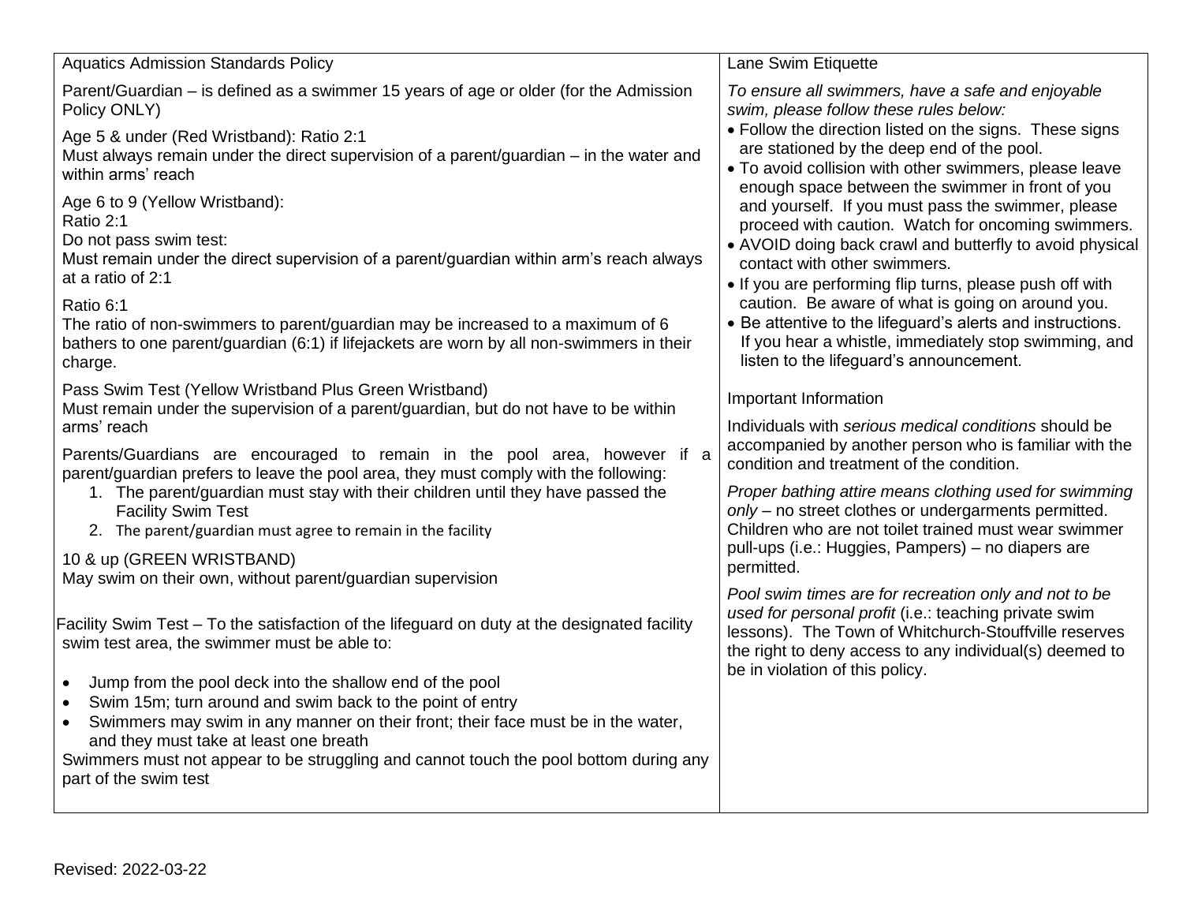## Aquatics Admission Standards Policy

Parent/Guardian – is defined as a swimmer 15 years of age or older (for the Admission Policy ONLY)

Age 5 & under (Red Wristband): Ratio 2:1
Must always remain under the direct supervision of a parent/guardian – in the water and within arms' reach

Age 6 to 9 (Yellow Wristband):
Ratio 2:1
Do not pass swim test:
Must remain under the direct supervision of a parent/guardian within arm's reach always at a ratio of 2:1

Ratio 6:1
The ratio of non-swimmers to parent/guardian may be increased to a maximum of 6 bathers to one parent/guardian (6:1) if lifejackets are worn by all non-swimmers in their charge.

Pass Swim Test (Yellow Wristband Plus Green Wristband)
Must remain under the supervision of a parent/guardian, but do not have to be within arms' reach

Parents/Guardians are encouraged to remain in the pool area, however if a parent/guardian prefers to leave the pool area, they must comply with the following:

1. The parent/guardian must stay with their children until they have passed the Facility Swim Test
2. The parent/guardian must agree to remain in the facility

10 & up (GREEN WRISTBAND)
May swim on their own, without parent/guardian supervision

Facility Swim Test – To the satisfaction of the lifeguard on duty at the designated facility swim test area, the swimmer must be able to:

- Jump from the pool deck into the shallow end of the pool
- Swim 15m; turn around and swim back to the point of entry
- Swimmers may swim in any manner on their front; their face must be in the water, and they must take at least one breath

Swimmers must not appear to be struggling and cannot touch the pool bottom during any part of the swim test

## Lane Swim Etiquette

*To ensure all swimmers, have a safe and enjoyable swim, please follow these rules below:*

- Follow the direction listed on the signs. These signs are stationed by the deep end of the pool.
- To avoid collision with other swimmers, please leave enough space between the swimmer in front of you and yourself. If you must pass the swimmer, please proceed with caution. Watch for oncoming swimmers.
- AVOID doing back crawl and butterfly to avoid physical contact with other swimmers.
- If you are performing flip turns, please push off with caution. Be aware of what is going on around you.
- Be attentive to the lifeguard's alerts and instructions. If you hear a whistle, immediately stop swimming, and listen to the lifeguard's announcement.

## Important Information

Individuals with *serious medical conditions* should be accompanied by another person who is familiar with the condition and treatment of the condition.

*Proper bathing attire means clothing used for swimming only* – no street clothes or undergarments permitted. Children who are not toilet trained must wear swimmer pull-ups (i.e.: Huggies, Pampers) – no diapers are permitted.

*Pool swim times are for recreation only and not to be used for personal profit* (i.e.: teaching private swim lessons). The Town of Whitchurch-Stouffville reserves the right to deny access to any individual(s) deemed to be in violation of this policy.

Revised: 2022-03-22